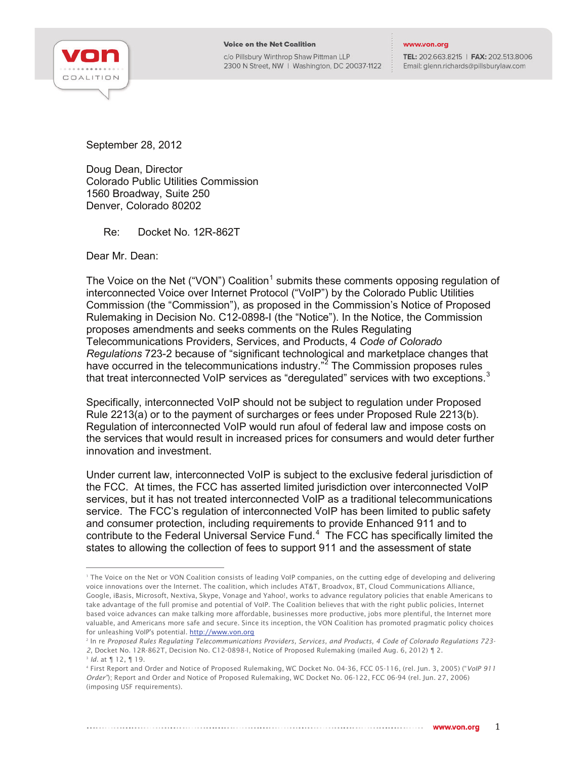Voice on the Net Coalition
c/o Pillsbury Winthrop Shaw Pittman LLP
2300 N Street, NW | Washington, DC 20037-1122

www.von.org
TEL: 202.663.8215 | FAX: 202.513.8006
Email: glenn.richards@pillsburylaw.com

September 28, 2012

Doug Dean, Director
Colorado Public Utilities Commission
1560 Broadway, Suite 250
Denver, Colorado 80202

Re: Docket No. 12R-862T

Dear Mr. Dean:

The Voice on the Net ("VON") Coalition[1] submits these comments opposing regulation of interconnected Voice over Internet Protocol ("VoIP") by the Colorado Public Utilities Commission (the "Commission"), as proposed in the Commission's Notice of Proposed Rulemaking in Decision No. C12-0898-I (the "Notice"). In the Notice, the Commission proposes amendments and seeks comments on the Rules Regulating Telecommunications Providers, Services, and Products, 4 *Code of Colorado Regulations* 723-2 because of "significant technological and marketplace changes that have occurred in the telecommunications industry."[2] The Commission proposes rules that treat interconnected VoIP services as "deregulated" services with two exceptions.[3]

Specifically, interconnected VoIP should not be subject to regulation under Proposed Rule 2213(a) or to the payment of surcharges or fees under Proposed Rule 2213(b). Regulation of interconnected VoIP would run afoul of federal law and impose costs on the services that would result in increased prices for consumers and would deter further innovation and investment.

Under current law, interconnected VoIP is subject to the exclusive federal jurisdiction of the FCC. At times, the FCC has asserted limited jurisdiction over interconnected VoIP services, but it has not treated interconnected VoIP as a traditional telecommunications service. The FCC's regulation of interconnected VoIP has been limited to public safety and consumer protection, including requirements to provide Enhanced 911 and to contribute to the Federal Universal Service Fund.[4] The FCC has specifically limited the states to allowing the collection of fees to support 911 and the assessment of state

---

[1] The Voice on the Net or VON Coalition consists of leading VoIP companies, on the cutting edge of developing and delivering voice innovations over the Internet. The coalition, which includes AT&T, Broadvox, BT, Cloud Communications Alliance, Google, iBasis, Microsoft, Nextiva, Skype, Vonage and Yahoo!, works to advance regulatory policies that enable Americans to take advantage of the full promise and potential of VoIP. The Coalition believes that with the right public policies, Internet based voice advances can make talking more affordable, businesses more productive, jobs more plentiful, the Internet more valuable, and Americans more safe and secure. Since its inception, the VON Coalition has promoted pragmatic policy choices for unleashing VoIP's potential. http://www.von.org

[2] In re *Proposed Rules Regulating Telecommunications Providers, Services, and Products, 4 Code of Colorado Regulations 723-2*, Docket No. 12R-862T, Decision No. C12-0898-I, Notice of Proposed Rulemaking (mailed Aug. 6, 2012) ¶ 2.

[3] *Id.* at ¶ 12, ¶ 19.

[4] First Report and Order and Notice of Proposed Rulemaking, WC Docket No. 04-36, FCC 05-116, (rel. Jun. 3, 2005) ("*VoIP 911 Order*"); Report and Order and Notice of Proposed Rulemaking, WC Docket No. 06-122, FCC 06-94 (rel. Jun. 27, 2006) (imposing USF requirements).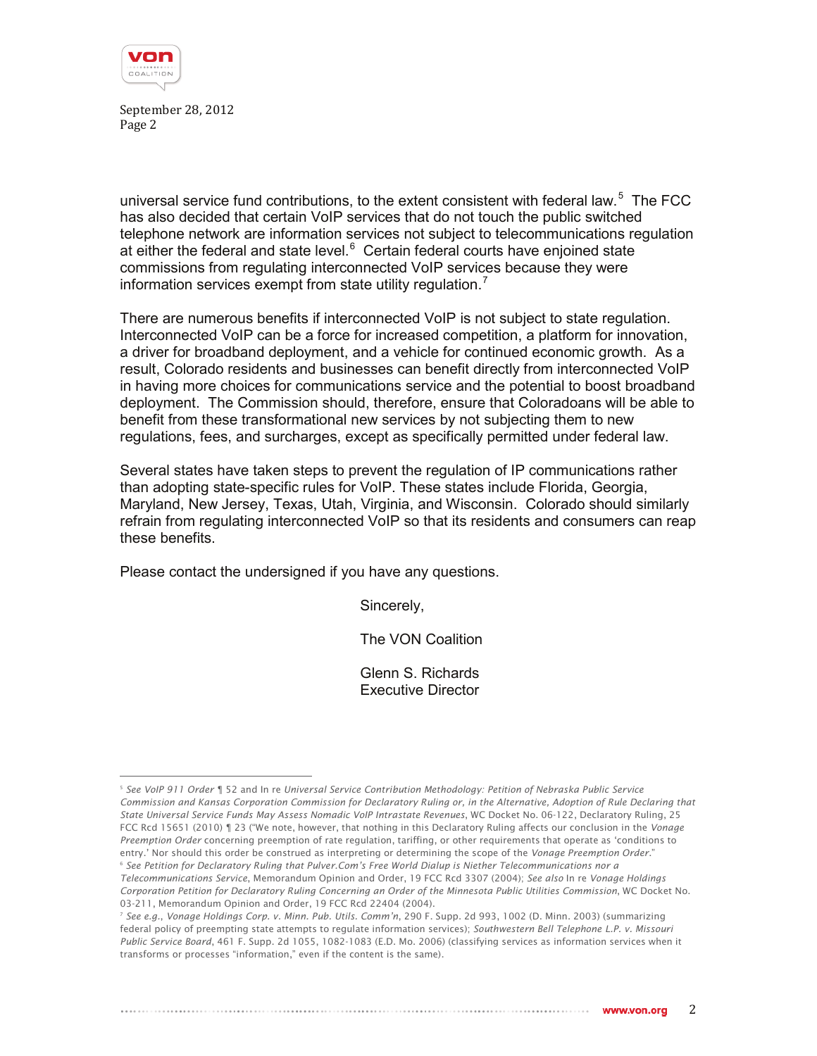universal service fund contributions, to the extent consistent with federal law.[5] The FCC has also decided that certain VoIP services that do not touch the public switched telephone network are information services not subject to telecommunications regulation at either the federal and state level.[6] Certain federal courts have enjoined state commissions from regulating interconnected VoIP services because they were information services exempt from state utility regulation.[7]

There are numerous benefits if interconnected VoIP is not subject to state regulation. Interconnected VoIP can be a force for increased competition, a platform for innovation, a driver for broadband deployment, and a vehicle for continued economic growth. As a result, Colorado residents and businesses can benefit directly from interconnected VoIP in having more choices for communications service and the potential to boost broadband deployment. The Commission should, therefore, ensure that Coloradoans will be able to benefit from these transformational new services by not subjecting them to new regulations, fees, and surcharges, except as specifically permitted under federal law.

Several states have taken steps to prevent the regulation of IP communications rather than adopting state-specific rules for VoIP. These states include Florida, Georgia, Maryland, New Jersey, Texas, Utah, Virginia, and Wisconsin. Colorado should similarly refrain from regulating interconnected VoIP so that its residents and consumers can reap these benefits.

Please contact the undersigned if you have any questions.

Sincerely,

The VON Coalition

Glenn S. Richards
Executive Director

---

[5] *See VoIP 911 Order* ¶ 52 and In re *Universal Service Contribution Methodology: Petition of Nebraska Public Service Commission and Kansas Corporation Commission for Declaratory Ruling or, in the Alternative, Adoption of Rule Declaring that State Universal Service Funds May Assess Nomadic VoIP Intrastate Revenues*, WC Docket No. 06-122, Declaratory Ruling, 25 FCC Rcd 15651 (2010) ¶ 23 ("We note, however, that nothing in this Declaratory Ruling affects our conclusion in the *Vonage Preemption Order* concerning preemption of rate regulation, tariffing, or other requirements that operate as 'conditions to entry.' Nor should this order be construed as interpreting or determining the scope of the *Vonage Preemption Order*."

[6] *See Petition for Declaratory Ruling that Pulver.Com's Free World Dialup is Neither Telecommunications nor a Telecommunications Service*, Memorandum Opinion and Order, 19 FCC Rcd 3307 (2004); *See also* In re *Vonage Holdings Corporation Petition for Declaratory Ruling Concerning an Order of the Minnesota Public Utilities Commission*, WC Docket No. 03-211, Memorandum Opinion and Order, 19 FCC Rcd 22404 (2004).

[7] *See e.g., Vonage Holdings Corp. v. Minn. Pub. Utils. Comm'n*, 290 F. Supp. 2d 993, 1002 (D. Minn. 2003) (summarizing federal policy of preempting state attempts to regulate information services); *Southwestern Bell Telephone L.P. v. Missouri Public Service Board*, 461 F. Supp. 2d 1055, 1082-1083 (E.D. Mo. 2006) (classifying services as information services when it transforms or processes "information," even if the content is the same).